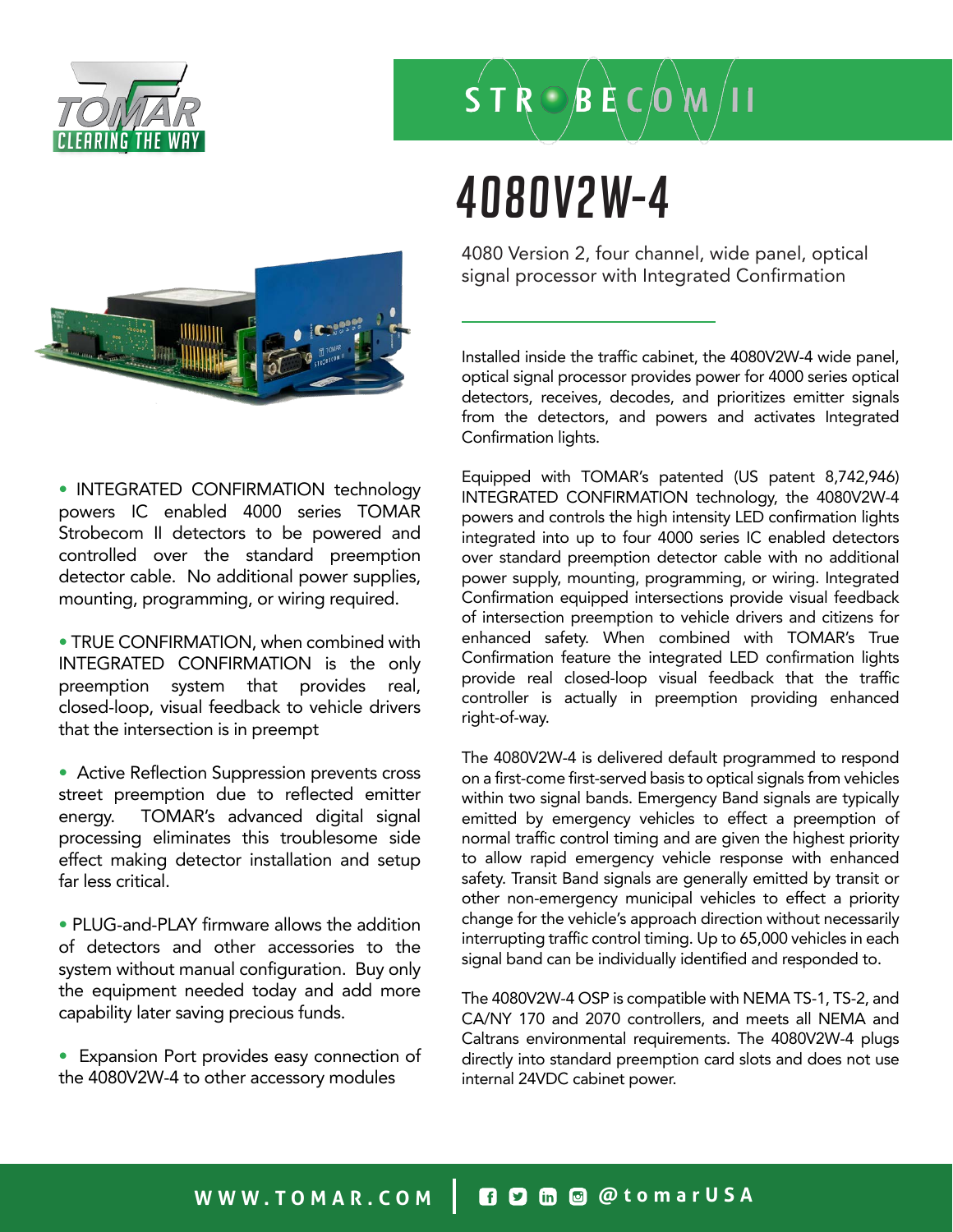TOMAR CLEARING THE WAY

STROBECOM II

# 4080V2W-4

4080 Version 2, four channel, wide panel, optical signal processor with Integrated Confirmation

- INTEGRATED CONFIRMATION technology powers IC enabled 4000 series TOMAR Strobecom II detectors to be powered and controlled over the standard preemption detector cable. No additional power supplies, mounting, programming, or wiring required.

- TRUE CONFIRMATION, when combined with INTEGRATED CONFIRMATION is the only preemption system that provides real, closed-loop, visual feedback to vehicle drivers that the intersection is in preempt

- Active Reflection Suppression prevents cross street preemption due to reflected emitter energy. TOMAR's advanced digital signal processing eliminates this troublesome side effect making detector installation and setup far less critical.

- PLUG-and-PLAY firmware allows the addition of detectors and other accessories to the system without manual configuration. Buy only the equipment needed today and add more capability later saving precious funds.

- Expansion Port provides easy connection of the 4080V2W-4 to other accessory modules

Installed inside the traffic cabinet, the 4080V2W-4 wide panel, optical signal processor provides power for 4000 series optical detectors, receives, decodes, and prioritizes emitter signals from the detectors, and powers and activates Integrated Confirmation lights.

Equipped with TOMAR's patented (US patent 8,742,946) INTEGRATED CONFIRMATION technology, the 4080V2W-4 powers and controls the high intensity LED confirmation lights integrated into up to four 4000 series IC enabled detectors over standard preemption detector cable with no additional power supply, mounting, programming, or wiring. Integrated Confirmation equipped intersections provide visual feedback of intersection preemption to vehicle drivers and citizens for enhanced safety. When combined with TOMAR's True Confirmation feature the integrated LED confirmation lights provide real closed-loop visual feedback that the traffic controller is actually in preemption providing enhanced right-of-way.

The 4080V2W-4 is delivered default programmed to respond on a first-come first-served basis to optical signals from vehicles within two signal bands. Emergency Band signals are typically emitted by emergency vehicles to effect a preemption of normal traffic control timing and are given the highest priority to allow rapid emergency vehicle response with enhanced safety. Transit Band signals are generally emitted by transit or other non-emergency municipal vehicles to effect a priority change for the vehicle's approach direction without necessarily interrupting traffic control timing. Up to 65,000 vehicles in each signal band can be individually identified and responded to.

The 4080V2W-4 OSP is compatible with NEMA TS-1, TS-2, and CA/NY 170 and 2070 controllers, and meets all NEMA and Caltrans environmental requirements. The 4080V2W-4 plugs directly into standard preemption card slots and does not use internal 24VDC cabinet power.

WWW.TOMAR.COM | @tomarUSA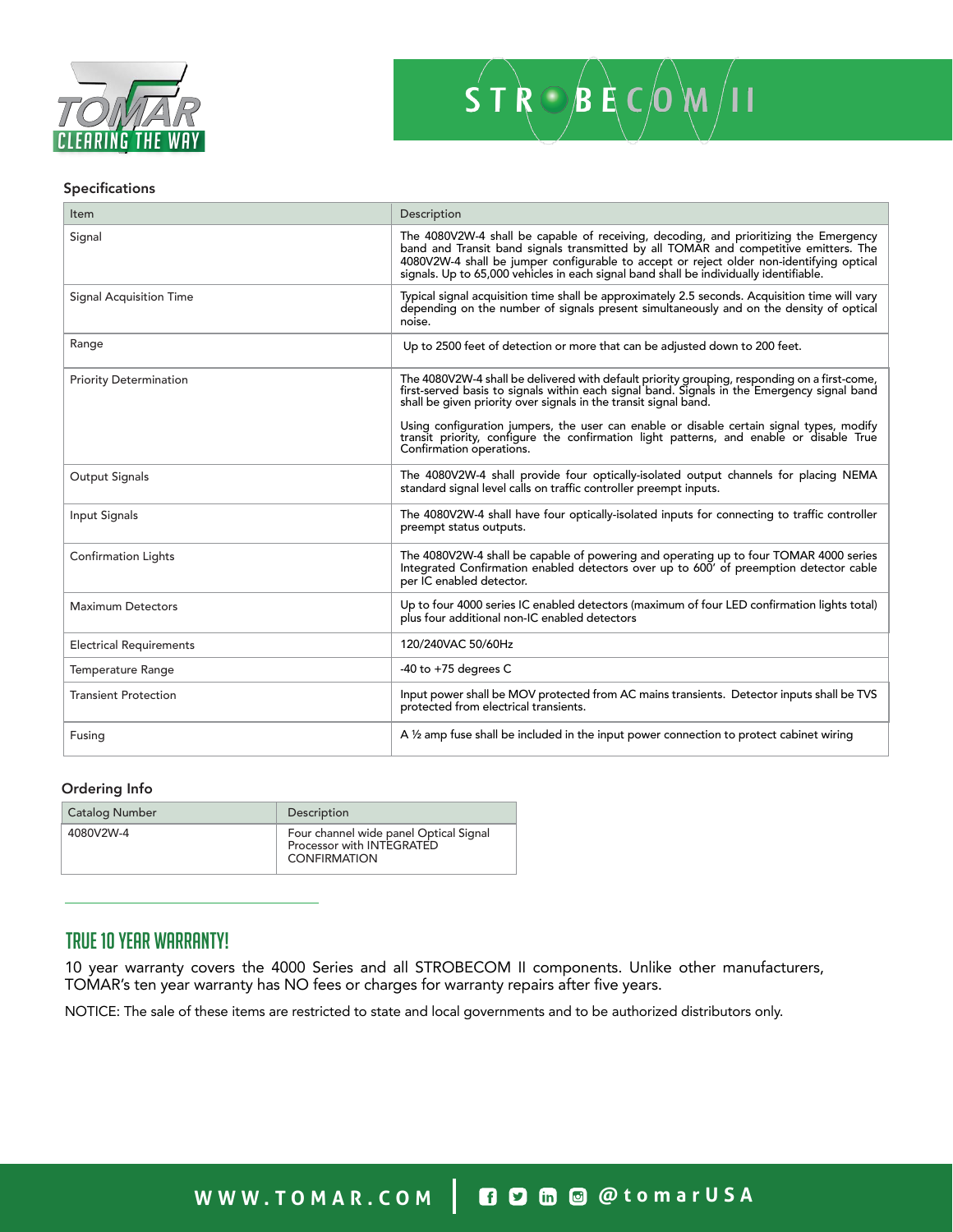## Specifications

| Item | Description |
|---|---|
| Signal | The 4080V2W-4 shall be capable of receiving, decoding, and prioritizing the Emergency band and Transit band signals transmitted by all TOMAR and competitive emitters. The 4080V2W-4 shall be jumper configurable to accept or reject older non-identifying optical signals. Up to 65,000 vehicles in each signal band shall be individually identifiable. |
| Signal Acquisition Time | Typical signal acquisition time shall be approximately 2.5 seconds. Acquisition time will vary depending on the number of signals present simultaneously and on the density of optical noise. |
| Range | Up to 2500 feet of detection or more that can be adjusted down to 200 feet. |
| Priority Determination | The 4080V2W-4 shall be delivered with default priority grouping, responding on a first-come, first-served basis to signals within each signal band. Signals in the Emergency signal band shall be given priority over signals in the transit signal band.<br><br>Using configuration jumpers, the user can enable or disable certain signal types, modify transit priority, configure the confirmation light patterns, and enable or disable True Confirmation operations. |
| Output Signals | The 4080V2W-4 shall provide four optically-isolated output channels for placing NEMA standard signal level calls on traffic controller preempt inputs. |
| Input Signals | The 4080V2W-4 shall have four optically-isolated inputs for connecting to traffic controller preempt status outputs. |
| Confirmation Lights | The 4080V2W-4 shall be capable of powering and operating up to four TOMAR 4000 series Integrated Confirmation enabled detectors over up to 600' of preemption detector cable per IC enabled detector. |
| Maximum Detectors | Up to four 4000 series IC enabled detectors (maximum of four LED confirmation lights total) plus four additional non-IC enabled detectors |
| Electrical Requirements | 120/240VAC 50/60Hz |
| Temperature Range | -40 to +75 degrees C |
| Transient Protection | Input power shall be MOV protected from AC mains transients. Detector inputs shall be TVS protected from electrical transients. |
| Fusing | A ½ amp fuse shall be included in the input power connection to protect cabinet wiring |

## Ordering Info

| Catalog Number | Description |
|---|---|
| 4080V2W-4 | Four channel wide panel Optical Signal Processor with INTEGRATED CONFIRMATION |

## TRUE 10 YEAR WARRANTY!

10 year warranty covers the 4000 Series and all STROBECOM II components. Unlike other manufacturers, TOMAR's ten year warranty has NO fees or charges for warranty repairs after five years.

NOTICE: The sale of these items are restricted to state and local governments and to be authorized distributors only.